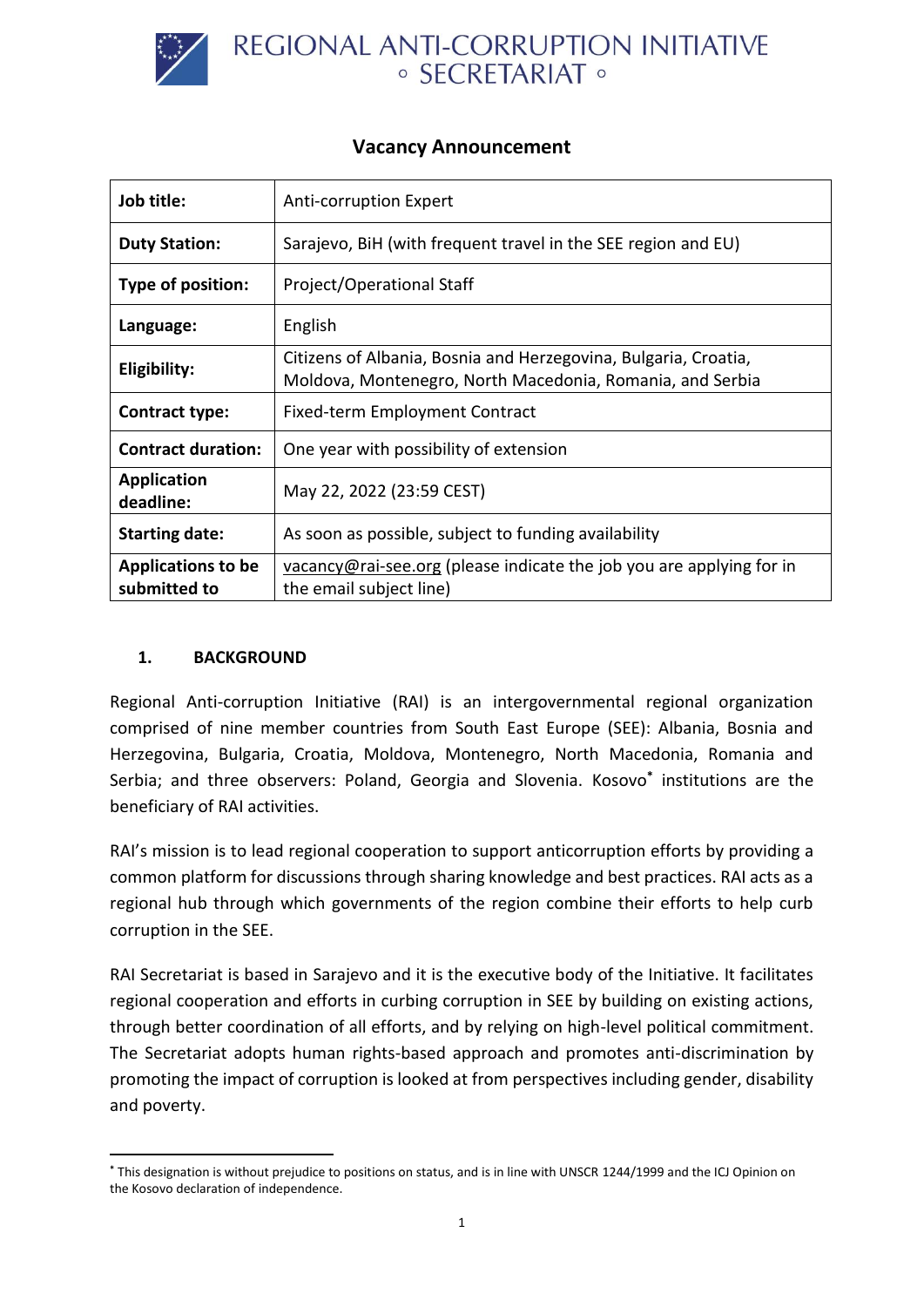# REGIONAL ANTI-CORRUPTION INITIATIVE
## ◦ SECRETARIAT ◦

## Vacancy Announcement

| | |
|---|---|
| **Job title:** | Anti-corruption Expert |
| **Duty Station:** | Sarajevo, BiH (with frequent travel in the SEE region and EU) |
| **Type of position:** | Project/Operational Staff |
| **Language:** | English |
| **Eligibility:** | Citizens of Albania, Bosnia and Herzegovina, Bulgaria, Croatia, Moldova, Montenegro, North Macedonia, Romania, and Serbia |
| **Contract type:** | Fixed-term Employment Contract |
| **Contract duration:** | One year with possibility of extension |
| **Application deadline:** | May 22, 2022 (23:59 CEST) |
| **Starting date:** | As soon as possible, subject to funding availability |
| **Applications to be submitted to** | vacancy@rai-see.org (please indicate the job you are applying for in the email subject line) |

### 1. BACKGROUND

Regional Anti-corruption Initiative (RAI) is an intergovernmental regional organization comprised of nine member countries from South East Europe (SEE): Albania, Bosnia and Herzegovina, Bulgaria, Croatia, Moldova, Montenegro, North Macedonia, Romania and Serbia; and three observers: Poland, Georgia and Slovenia. Kosovo[*] institutions are the beneficiary of RAI activities.

RAI's mission is to lead regional cooperation to support anticorruption efforts by providing a common platform for discussions through sharing knowledge and best practices. RAI acts as a regional hub through which governments of the region combine their efforts to help curb corruption in the SEE.

RAI Secretariat is based in Sarajevo and it is the executive body of the Initiative. It facilitates regional cooperation and efforts in curbing corruption in SEE by building on existing actions, through better coordination of all efforts, and by relying on high-level political commitment. The Secretariat adopts human rights-based approach and promotes anti-discrimination by promoting the impact of corruption is looked at from perspectives including gender, disability and poverty.

---

[*] This designation is without prejudice to positions on status, and is in line with UNSCR 1244/1999 and the ICJ Opinion on the Kosovo declaration of independence.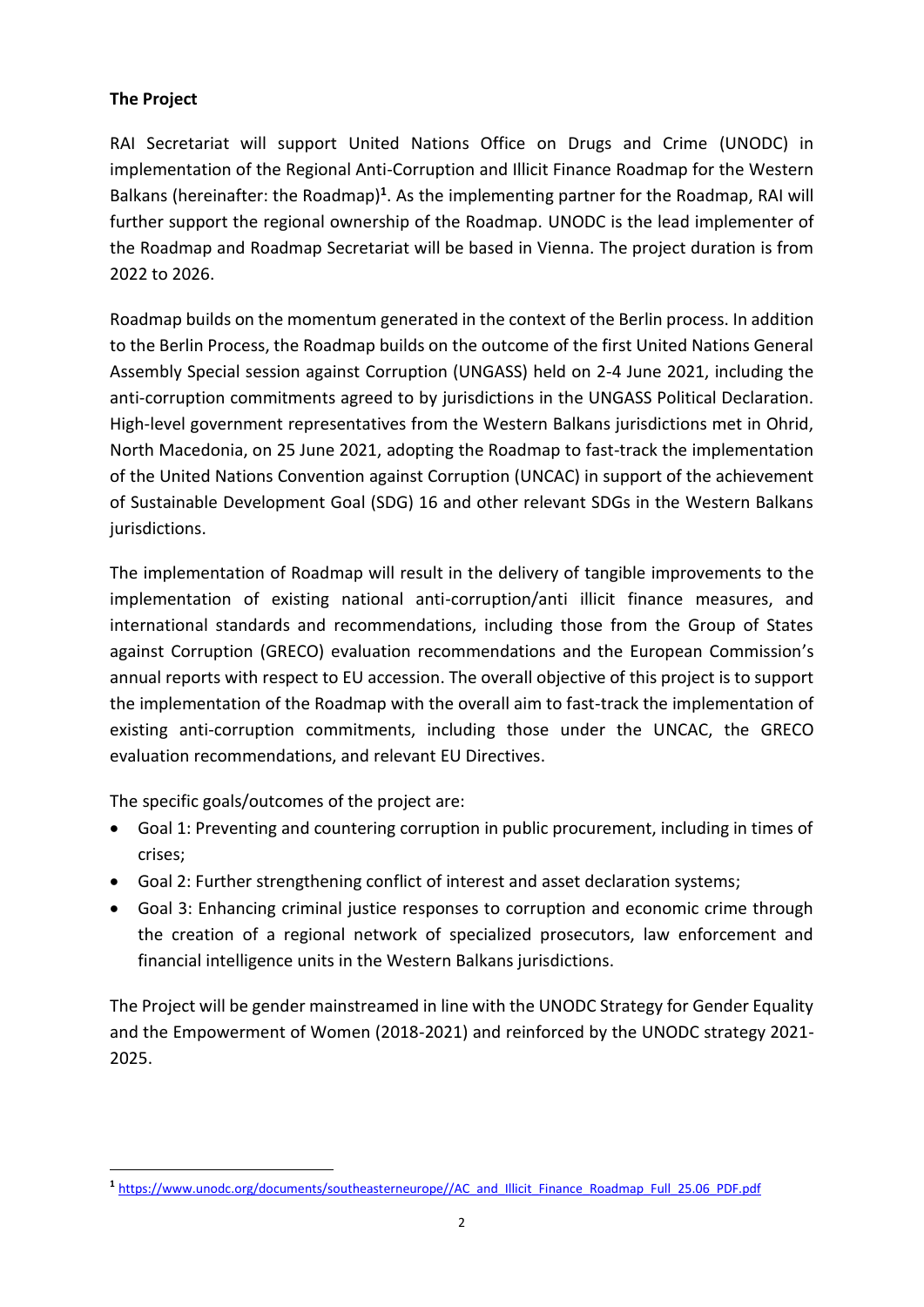**The Project**

RAI Secretariat will support United Nations Office on Drugs and Crime (UNODC) in implementation of the Regional Anti-Corruption and Illicit Finance Roadmap for the Western Balkans (hereinafter: the Roadmap)[1]. As the implementing partner for the Roadmap, RAI will further support the regional ownership of the Roadmap. UNODC is the lead implementer of the Roadmap and Roadmap Secretariat will be based in Vienna. The project duration is from 2022 to 2026.

Roadmap builds on the momentum generated in the context of the Berlin process. In addition to the Berlin Process, the Roadmap builds on the outcome of the first United Nations General Assembly Special session against Corruption (UNGASS) held on 2-4 June 2021, including the anti-corruption commitments agreed to by jurisdictions in the UNGASS Political Declaration. High-level government representatives from the Western Balkans jurisdictions met in Ohrid, North Macedonia, on 25 June 2021, adopting the Roadmap to fast-track the implementation of the United Nations Convention against Corruption (UNCAC) in support of the achievement of Sustainable Development Goal (SDG) 16 and other relevant SDGs in the Western Balkans jurisdictions.

The implementation of Roadmap will result in the delivery of tangible improvements to the implementation of existing national anti-corruption/anti illicit finance measures, and international standards and recommendations, including those from the Group of States against Corruption (GRECO) evaluation recommendations and the European Commission's annual reports with respect to EU accession. The overall objective of this project is to support the implementation of the Roadmap with the overall aim to fast-track the implementation of existing anti-corruption commitments, including those under the UNCAC, the GRECO evaluation recommendations, and relevant EU Directives.

The specific goals/outcomes of the project are:

- Goal 1: Preventing and countering corruption in public procurement, including in times of crises;
- Goal 2: Further strengthening conflict of interest and asset declaration systems;
- Goal 3: Enhancing criminal justice responses to corruption and economic crime through the creation of a regional network of specialized prosecutors, law enforcement and financial intelligence units in the Western Balkans jurisdictions.

The Project will be gender mainstreamed in line with the UNODC Strategy for Gender Equality and the Empowerment of Women (2018-2021) and reinforced by the UNODC strategy 2021-2025.

---

[1] https://www.unodc.org/documents/southeasterneurope//AC_and_Illicit_Finance_Roadmap_Full_25.06_PDF.pdf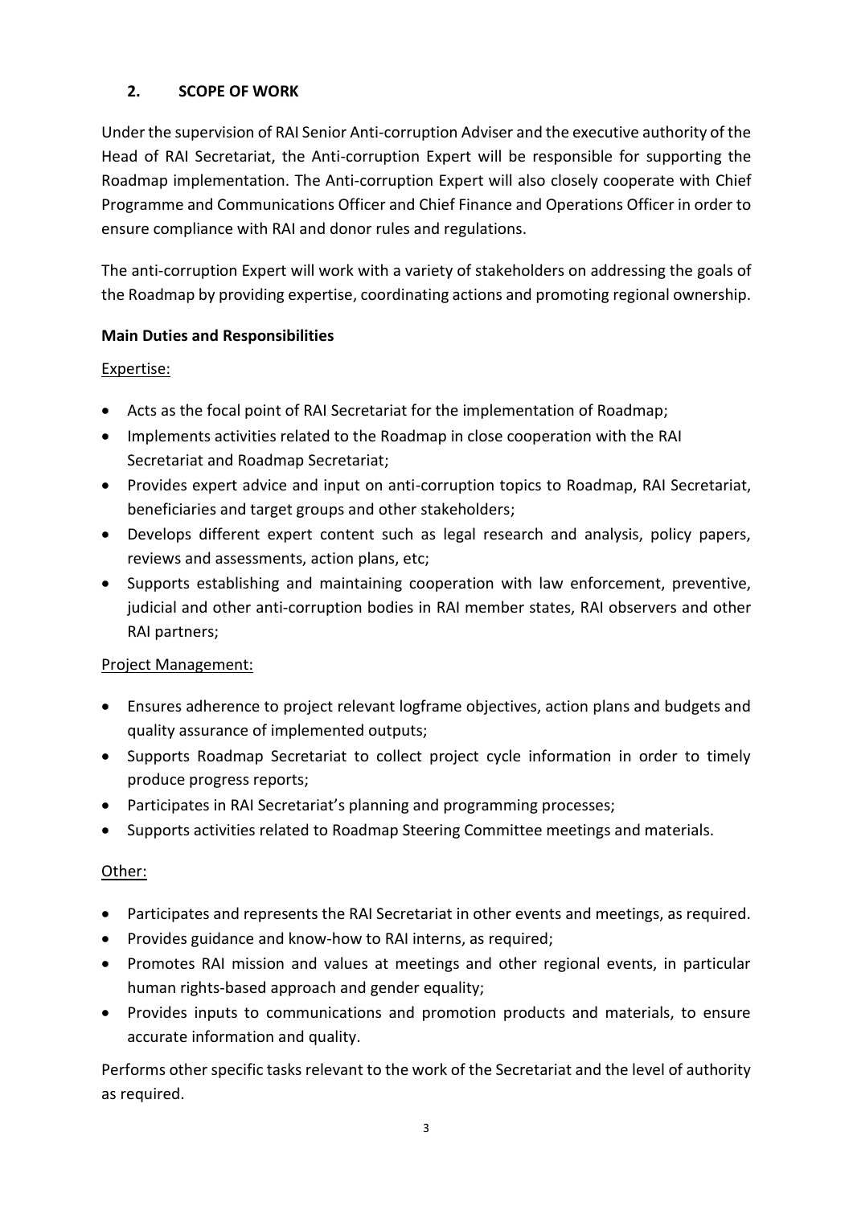## 2. SCOPE OF WORK

Under the supervision of RAI Senior Anti-corruption Adviser and the executive authority of the Head of RAI Secretariat, the Anti-corruption Expert will be responsible for supporting the Roadmap implementation. The Anti-corruption Expert will also closely cooperate with Chief Programme and Communications Officer and Chief Finance and Operations Officer in order to ensure compliance with RAI and donor rules and regulations.

The anti-corruption Expert will work with a variety of stakeholders on addressing the goals of the Roadmap by providing expertise, coordinating actions and promoting regional ownership.

**Main Duties and Responsibilities**

Expertise:

- Acts as the focal point of RAI Secretariat for the implementation of Roadmap;
- Implements activities related to the Roadmap in close cooperation with the RAI Secretariat and Roadmap Secretariat;
- Provides expert advice and input on anti-corruption topics to Roadmap, RAI Secretariat, beneficiaries and target groups and other stakeholders;
- Develops different expert content such as legal research and analysis, policy papers, reviews and assessments, action plans, etc;
- Supports establishing and maintaining cooperation with law enforcement, preventive, judicial and other anti-corruption bodies in RAI member states, RAI observers and other RAI partners;

Project Management:

- Ensures adherence to project relevant logframe objectives, action plans and budgets and quality assurance of implemented outputs;
- Supports Roadmap Secretariat to collect project cycle information in order to timely produce progress reports;
- Participates in RAI Secretariat's planning and programming processes;
- Supports activities related to Roadmap Steering Committee meetings and materials.

Other:

- Participates and represents the RAI Secretariat in other events and meetings, as required.
- Provides guidance and know-how to RAI interns, as required;
- Promotes RAI mission and values at meetings and other regional events, in particular human rights-based approach and gender equality;
- Provides inputs to communications and promotion products and materials, to ensure accurate information and quality.

Performs other specific tasks relevant to the work of the Secretariat and the level of authority as required.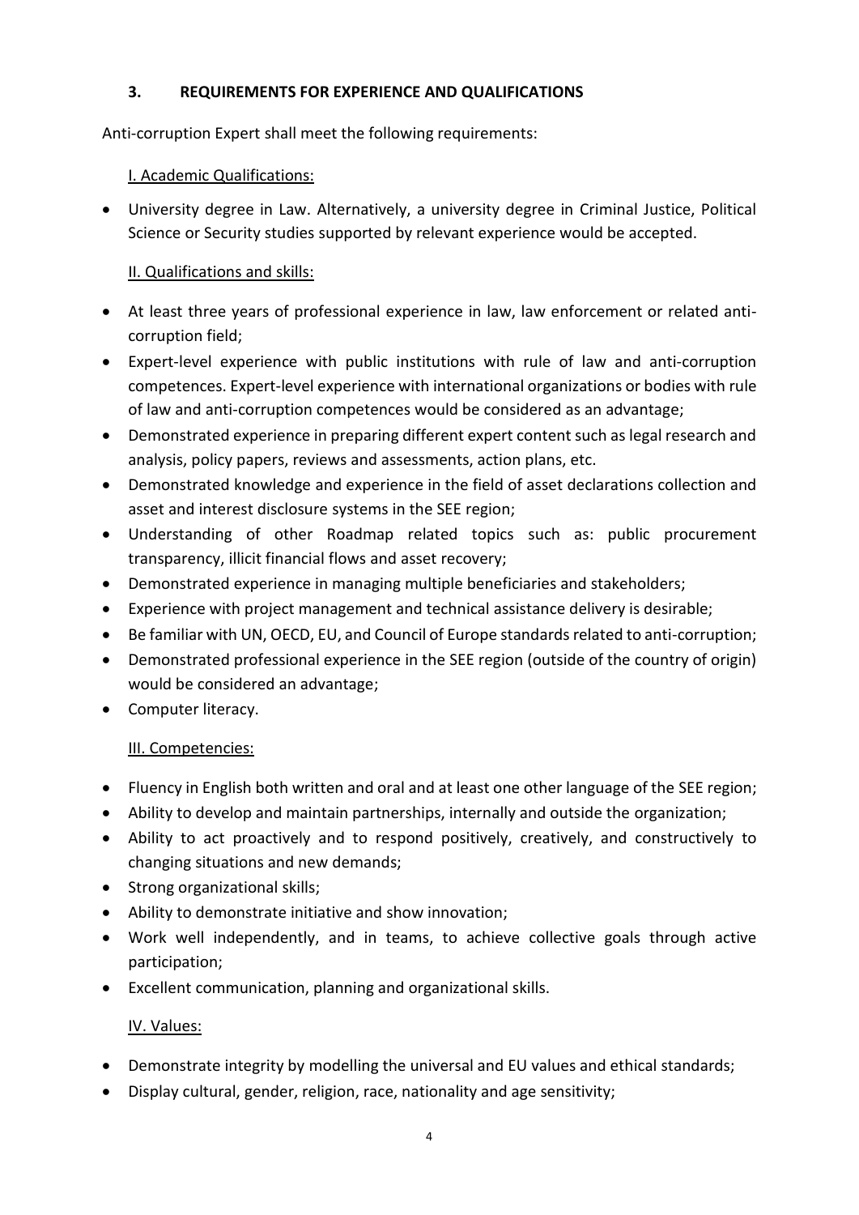## 3. REQUIREMENTS FOR EXPERIENCE AND QUALIFICATIONS

Anti-corruption Expert shall meet the following requirements:

### I. Academic Qualifications:

- University degree in Law. Alternatively, a university degree in Criminal Justice, Political Science or Security studies supported by relevant experience would be accepted.

### II. Qualifications and skills:

- At least three years of professional experience in law, law enforcement or related anti-corruption field;
- Expert-level experience with public institutions with rule of law and anti-corruption competences. Expert-level experience with international organizations or bodies with rule of law and anti-corruption competences would be considered as an advantage;
- Demonstrated experience in preparing different expert content such as legal research and analysis, policy papers, reviews and assessments, action plans, etc.
- Demonstrated knowledge and experience in the field of asset declarations collection and asset and interest disclosure systems in the SEE region;
- Understanding of other Roadmap related topics such as: public procurement transparency, illicit financial flows and asset recovery;
- Demonstrated experience in managing multiple beneficiaries and stakeholders;
- Experience with project management and technical assistance delivery is desirable;
- Be familiar with UN, OECD, EU, and Council of Europe standards related to anti-corruption;
- Demonstrated professional experience in the SEE region (outside of the country of origin) would be considered an advantage;
- Computer literacy.

### III. Competencies:

- Fluency in English both written and oral and at least one other language of the SEE region;
- Ability to develop and maintain partnerships, internally and outside the organization;
- Ability to act proactively and to respond positively, creatively, and constructively to changing situations and new demands;
- Strong organizational skills;
- Ability to demonstrate initiative and show innovation;
- Work well independently, and in teams, to achieve collective goals through active participation;
- Excellent communication, planning and organizational skills.

### IV. Values:

- Demonstrate integrity by modelling the universal and EU values and ethical standards;
- Display cultural, gender, religion, race, nationality and age sensitivity;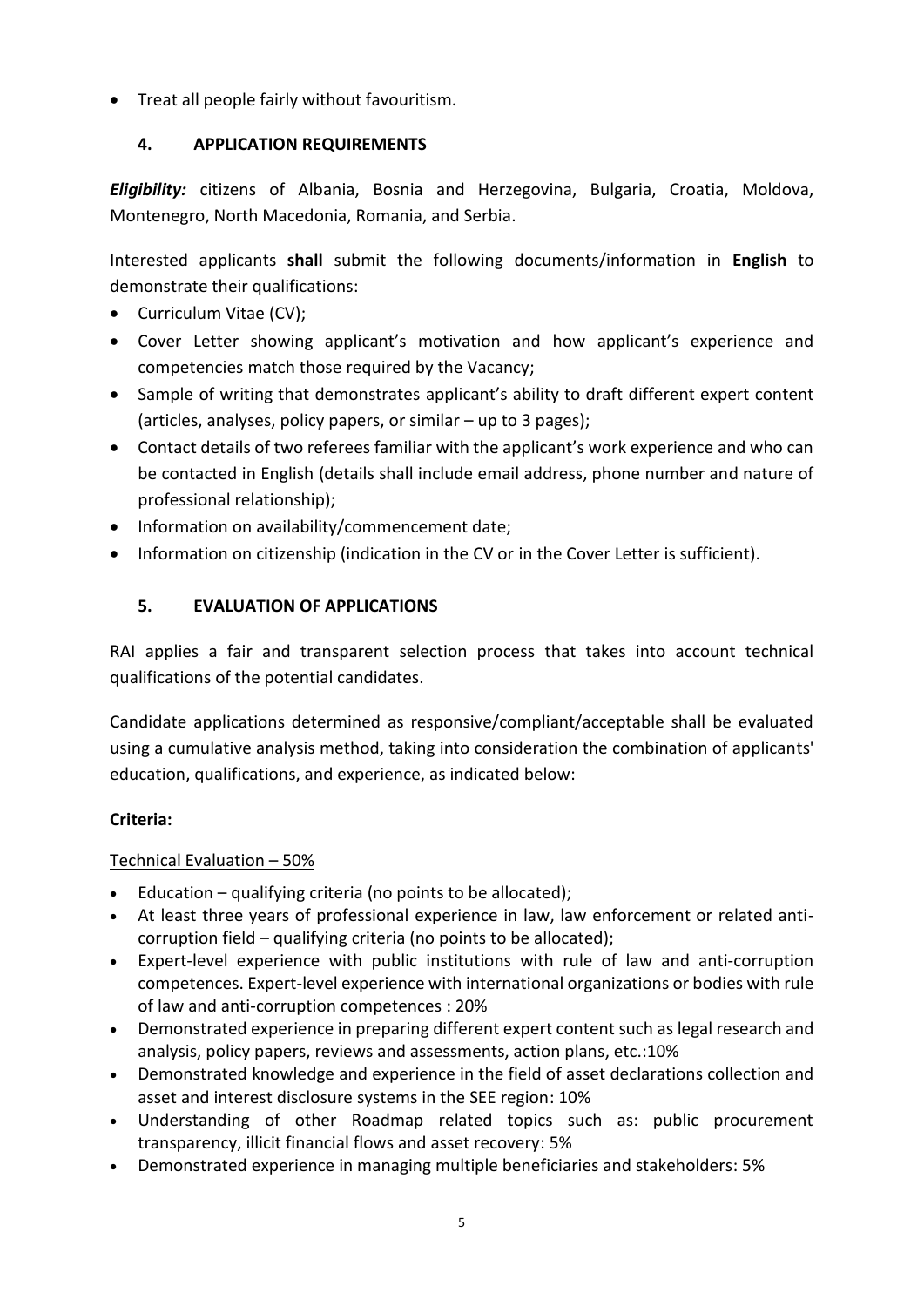- Treat all people fairly without favouritism.

## 4. APPLICATION REQUIREMENTS

***Eligibility:*** citizens of Albania, Bosnia and Herzegovina, Bulgaria, Croatia, Moldova, Montenegro, North Macedonia, Romania, and Serbia.

Interested applicants **shall** submit the following documents/information in **English** to demonstrate their qualifications:

- Curriculum Vitae (CV);
- Cover Letter showing applicant's motivation and how applicant's experience and competencies match those required by the Vacancy;
- Sample of writing that demonstrates applicant's ability to draft different expert content (articles, analyses, policy papers, or similar – up to 3 pages);
- Contact details of two referees familiar with the applicant's work experience and who can be contacted in English (details shall include email address, phone number and nature of professional relationship);
- Information on availability/commencement date;
- Information on citizenship (indication in the CV or in the Cover Letter is sufficient).

## 5. EVALUATION OF APPLICATIONS

RAI applies a fair and transparent selection process that takes into account technical qualifications of the potential candidates.

Candidate applications determined as responsive/compliant/acceptable shall be evaluated using a cumulative analysis method, taking into consideration the combination of applicants' education, qualifications, and experience, as indicated below:

**Criteria:**

Technical Evaluation – 50%

- Education – qualifying criteria (no points to be allocated);
- At least three years of professional experience in law, law enforcement or related anti-corruption field – qualifying criteria (no points to be allocated);
- Expert-level experience with public institutions with rule of law and anti-corruption competences. Expert-level experience with international organizations or bodies with rule of law and anti-corruption competences : 20%
- Demonstrated experience in preparing different expert content such as legal research and analysis, policy papers, reviews and assessments, action plans, etc.:10%
- Demonstrated knowledge and experience in the field of asset declarations collection and asset and interest disclosure systems in the SEE region: 10%
- Understanding of other Roadmap related topics such as: public procurement transparency, illicit financial flows and asset recovery: 5%
- Demonstrated experience in managing multiple beneficiaries and stakeholders: 5%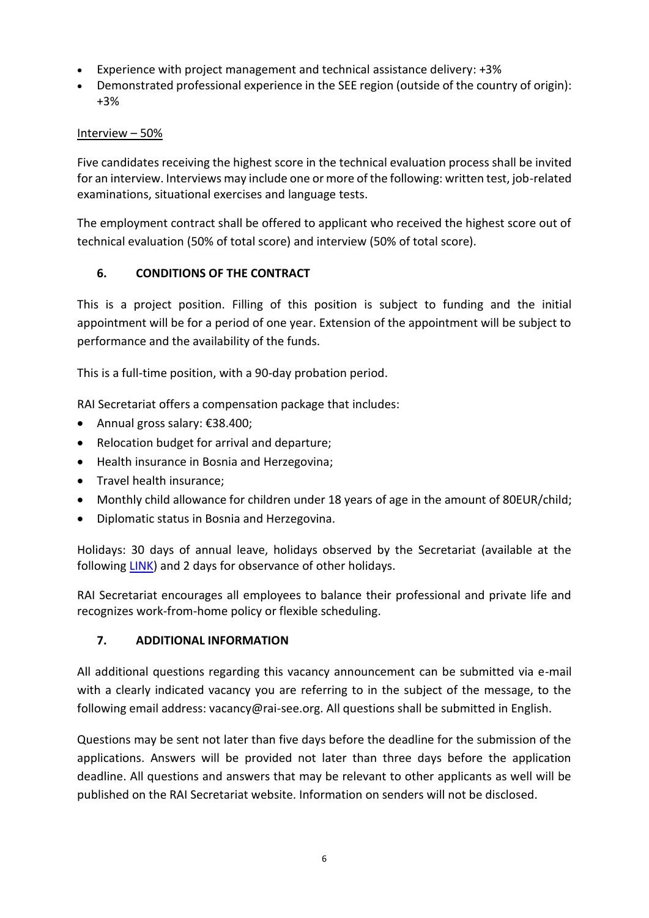- Experience with project management and technical assistance delivery: +3%
- Demonstrated professional experience in the SEE region (outside of the country of origin): +3%

Interview – 50%

Five candidates receiving the highest score in the technical evaluation process shall be invited for an interview. Interviews may include one or more of the following: written test, job-related examinations, situational exercises and language tests.

The employment contract shall be offered to applicant who received the highest score out of technical evaluation (50% of total score) and interview (50% of total score).

## 6. CONDITIONS OF THE CONTRACT

This is a project position. Filling of this position is subject to funding and the initial appointment will be for a period of one year. Extension of the appointment will be subject to performance and the availability of the funds.

This is a full-time position, with a 90-day probation period.

RAI Secretariat offers a compensation package that includes:

- Annual gross salary: €38.400;
- Relocation budget for arrival and departure;
- Health insurance in Bosnia and Herzegovina;
- Travel health insurance;
- Monthly child allowance for children under 18 years of age in the amount of 80EUR/child;
- Diplomatic status in Bosnia and Herzegovina.

Holidays: 30 days of annual leave, holidays observed by the Secretariat (available at the following LINK) and 2 days for observance of other holidays.

RAI Secretariat encourages all employees to balance their professional and private life and recognizes work-from-home policy or flexible scheduling.

## 7. ADDITIONAL INFORMATION

All additional questions regarding this vacancy announcement can be submitted via e-mail with a clearly indicated vacancy you are referring to in the subject of the message, to the following email address: vacancy@rai-see.org. All questions shall be submitted in English.

Questions may be sent not later than five days before the deadline for the submission of the applications. Answers will be provided not later than three days before the application deadline. All questions and answers that may be relevant to other applicants as well will be published on the RAI Secretariat website. Information on senders will not be disclosed.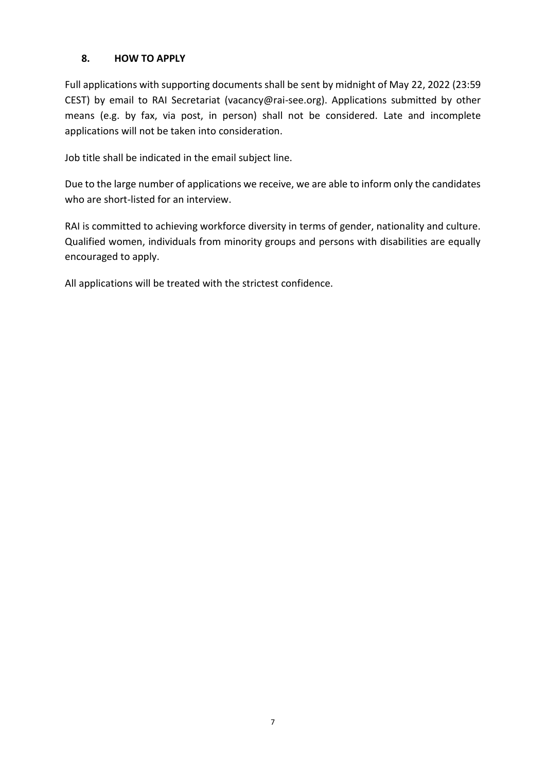## 8. HOW TO APPLY

Full applications with supporting documents shall be sent by midnight of May 22, 2022 (23:59 CEST) by email to RAI Secretariat (vacancy@rai-see.org). Applications submitted by other means (e.g. by fax, via post, in person) shall not be considered. Late and incomplete applications will not be taken into consideration.

Job title shall be indicated in the email subject line.

Due to the large number of applications we receive, we are able to inform only the candidates who are short-listed for an interview.

RAI is committed to achieving workforce diversity in terms of gender, nationality and culture. Qualified women, individuals from minority groups and persons with disabilities are equally encouraged to apply.

All applications will be treated with the strictest confidence.